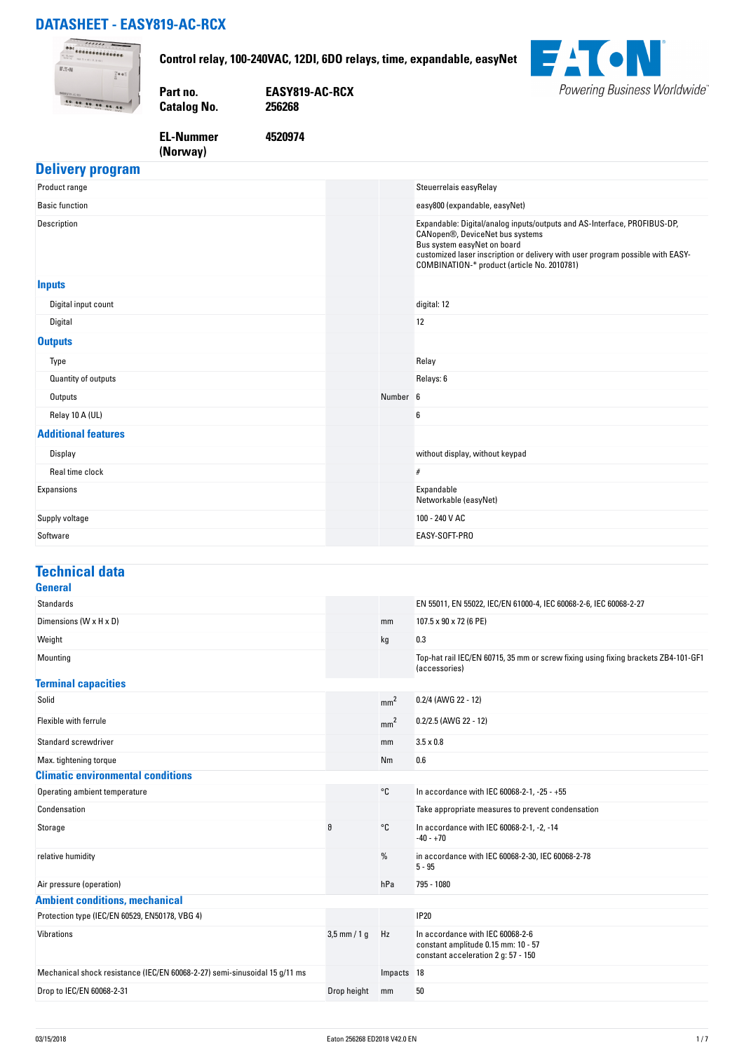# DATASHEET - EASY819-AC-RCX

**Control relay, 100-240VAC, 12DI, 6DO relays, time, expandable, easyNet**

| | |
|---|---|
| **Part no.** | **EASY819-AC-RCX** |
| **Catalog No.** | **256268** |
| **EL-Nummer (Norway)** | **4520974** |

## Delivery program

| | | | |
|---|---|---|---|
| Product range | | | Steuerrelais easyRelay |
| Basic function | | | easy800 (expandable, easyNet) |
| Description | | | Expandable: Digital/analog inputs/outputs and AS-Interface, PROFIBUS-DP, CANopen®, DeviceNet bus systems<br>Bus system easyNet on board<br>customized laser inscription or delivery with user program possible with EASY-COMBINATION-* product (article No. 2010781) |
| **Inputs** | | | |
| Digital input count | | | digital: 12 |
| Digital | | | 12 |
| **Outputs** | | | |
| Type | | | Relay |
| Quantity of outputs | | | Relays: 6 |
| Outputs | | Number | 6 |
| Relay 10 A (UL) | | | 6 |
| **Additional features** | | | |
| Display | | | without display, without keypad |
| Real time clock | | | # |
| Expansions | | | Expandable<br>Networkable (easyNet) |
| Supply voltage | | | 100 - 240 V AC |
| Software | | | EASY-SOFT-PRO |

## Technical data

### General

| | | | |
|---|---|---|---|
| Standards | | | EN 55011, EN 55022, IEC/EN 61000-4, IEC 60068-2-6, IEC 60068-2-27 |
| Dimensions (W x H x D) | | mm | 107.5 x 90 x 72 (6 PE) |
| Weight | | kg | 0.3 |
| Mounting | | | Top-hat rail IEC/EN 60715, 35 mm or screw fixing using fixing brackets ZB4-101-GF1 (accessories) |
| **Terminal capacities** | | | |
| Solid | | $mm^2$ | 0.2/4 (AWG 22 - 12) |
| Flexible with ferrule | | $mm^2$ | 0.2/2.5 (AWG 22 - 12) |
| Standard screwdriver | | mm | 3.5 x 0.8 |
| Max. tightening torque | | Nm | 0.6 |
| **Climatic environmental conditions** | | | |
| Operating ambient temperature | | °C | In accordance with IEC 60068-2-1, -25 - +55 |
| Condensation | | | Take appropriate measures to prevent condensation |
| Storage | ϑ | °C | In accordance with IEC 60068-2-1, -2, -14<br>-40 - +70 |
| relative humidity | | % | in accordance with IEC 60068-2-30, IEC 60068-2-78<br>5 - 95 |
| Air pressure (operation) | | hPa | 795 - 1080 |
| **Ambient conditions, mechanical** | | | |
| Protection type (IEC/EN 60529, EN50178, VBG 4) | | | IP20 |
| Vibrations | 3,5 mm / 1 g | Hz | In accordance with IEC 60068-2-6<br>constant amplitude 0.15 mm: 10 - 57<br>constant acceleration 2 g: 57 - 150 |
| Mechanical shock resistance (IEC/EN 60068-2-27) semi-sinusoidal 15 g/11 ms | | Impacts | 18 |
| Drop to IEC/EN 60068-2-31 | Drop height | mm | 50 |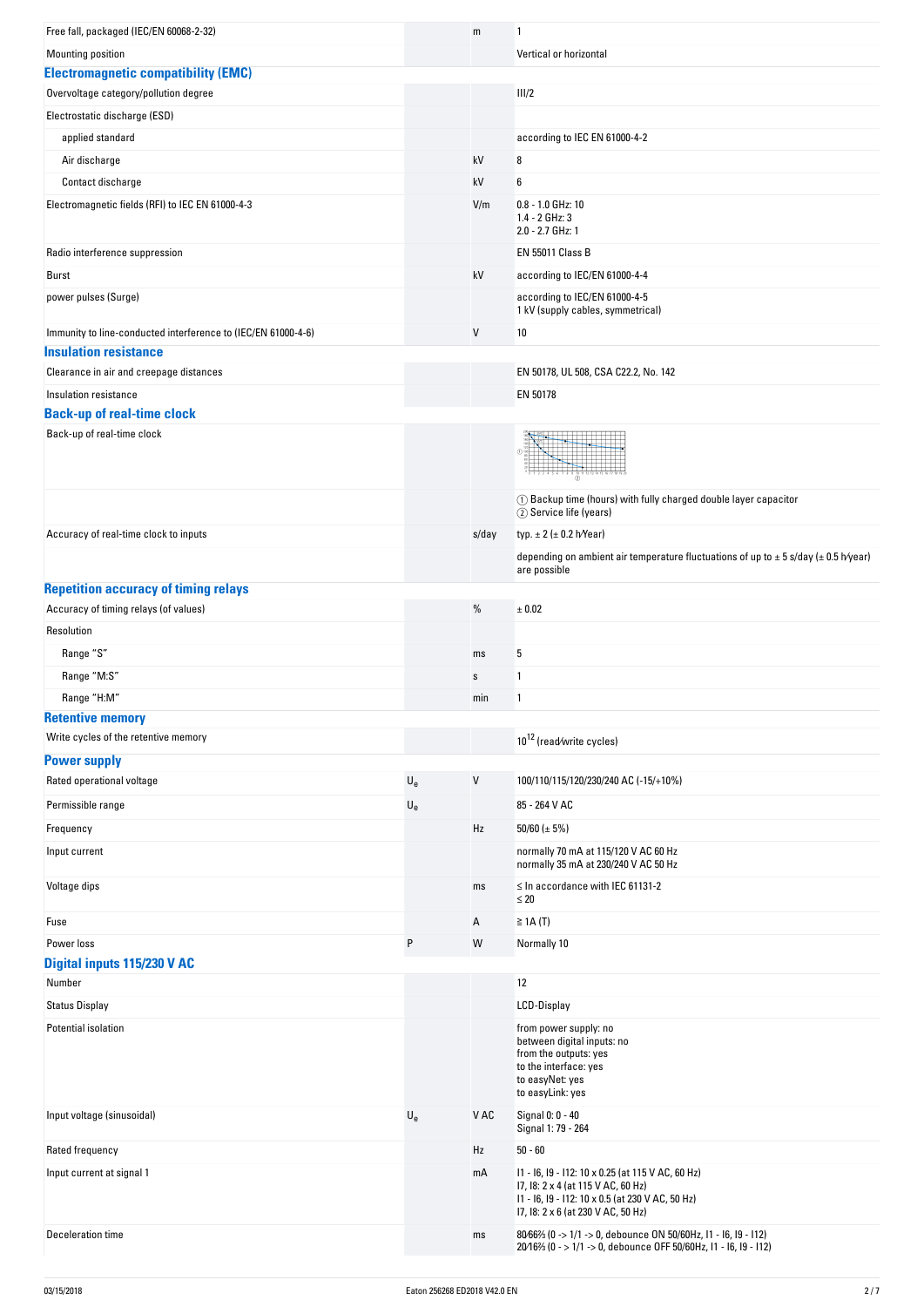| | | | |
|---|---|---|---|
| Free fall, packaged (IEC/EN 60068-2-32) | | m | 1 |
| Mounting position | | | Vertical or horizontal |

### Electromagnetic compatibility (EMC)

| | | | |
|---|---|---|---|
| Overvoltage category/pollution degree | | | III/2 |
| Electrostatic discharge (ESD) | | | |
| applied standard | | | according to IEC EN 61000-4-2 |
| Air discharge | | kV | 8 |
| Contact discharge | | kV | 6 |
| Electromagnetic fields (RFI) to IEC EN 61000-4-3 | | V/m | 0.8 - 1.0 GHz: 10<br>1.4 - 2 GHz: 3<br>2.0 - 2.7 GHz: 1 |
| Radio interference suppression | | | EN 55011 Class B |
| Burst | | kV | according to IEC/EN 61000-4-4 |
| power pulses (Surge) | | | according to IEC/EN 61000-4-5<br>1 kV (supply cables, symmetrical) |
| Immunity to line-conducted interference to (IEC/EN 61000-4-6) | | V | 10 |

### Insulation resistance

| | | | |
|---|---|---|---|
| Clearance in air and creepage distances | | | EN 50178, UL 508, CSA C22.2, No. 142 |
| Insulation resistance | | | EN 50178 |

### Back-up of real-time clock

| | | | |
|---|---|---|---|
| Back-up of real-time clock | | | |
| | | | ① Backup time (hours) with fully charged double layer capacitor<br>② Service life (years) |
| Accuracy of real-time clock to inputs | | s/day | typ. ± 2 (± 0.2 h/Year) |
| | | | depending on ambient air temperature fluctuations of up to ± 5 s/day (± 0.5 h/year) are possible |

### Repetition accuracy of timing relays

| | | | |
|---|---|---|---|
| Accuracy of timing relays (of values) | | % | ± 0.02 |
| Resolution | | | |
| Range "S" | | ms | 5 |
| Range "M:S" | | s | 1 |
| Range "H:M" | | min | 1 |

### Retentive memory

| | | | |
|---|---|---|---|
| Write cycles of the retentive memory | | | $10^{12}$ (read/write cycles) |

### Power supply

| | | | |
|---|---|---|---|
| Rated operational voltage | $U_e$ | V | 100/110/115/120/230/240 AC (-15/+10%) |
| Permissible range | $U_e$ | | 85 - 264 V AC |
| Frequency | | Hz | 50/60 (± 5%) |
| Input current | | | normally 70 mA at 115/120 V AC 60 Hz<br>normally 35 mA at 230/240 V AC 50 Hz |
| Voltage dips | | ms | ≤ In accordance with IEC 61131-2<br>≤ 20 |
| Fuse | | A | ≧ 1A (T) |
| Power loss | P | W | Normally 10 |

### Digital inputs 115/230 V AC

| | | | |
|---|---|---|---|
| Number | | | 12 |
| Status Display | | | LCD-Display |
| Potential isolation | | | from power supply: no<br>between digital inputs: no<br>from the outputs: yes<br>to the interface: yes<br>to easyNet: yes<br>to easyLink: yes |
| Input voltage (sinusoidal) | $U_e$ | V AC | Signal 0: 0 - 40<br>Signal 1: 79 - 264 |
| Rated frequency | | Hz | 50 - 60 |
| Input current at signal 1 | | mA | I1 - I6, I9 - I12: 10 x 0.25 (at 115 V AC, 60 Hz)<br>I7, I8: 2 x 4 (at 115 V AC, 60 Hz)<br>I1 - I6, I9 - I12: 10 x 0.5 (at 230 V AC, 50 Hz)<br>I7, I8: 2 x 6 (at 230 V AC, 50 Hz) |
| Deceleration time | | ms | 80/66⅔ (0 -> 1/1 -> 0, debounce ON 50/60Hz, I1 - I6, I9 - I12)<br>20/16⅔ (0 - > 1/1 -> 0, debounce OFF 50/60Hz, I1 - I6, I9 - I12) |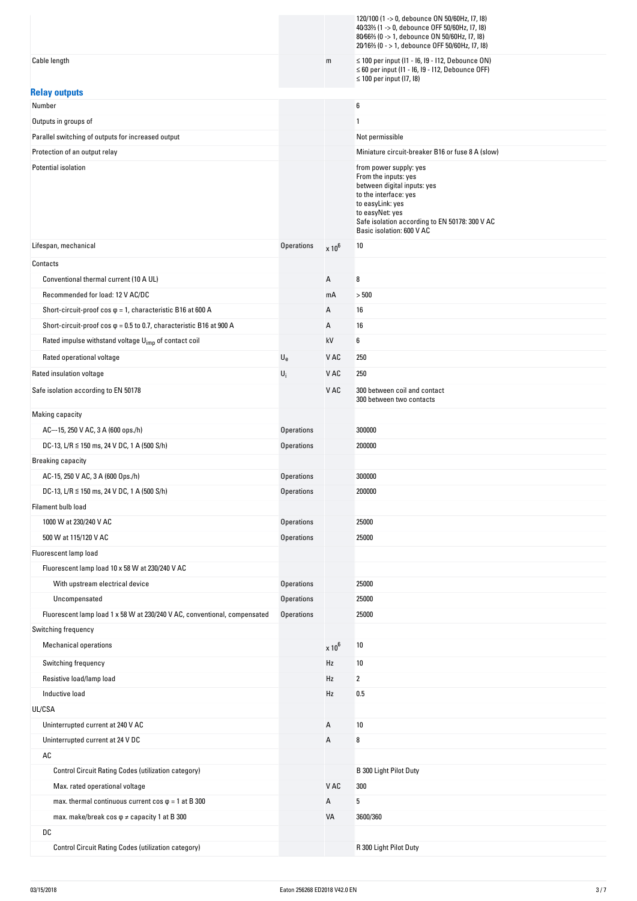| | | | |
|---|---|---|---|
| | | | 120/100 (1 -> 0, debounce ON 50/60Hz, I7, I8)<br>40/33⅔ (1 -> 0, debounce OFF 50/60Hz, I7, I8)<br>80/66⅔ (0 -> 1, debounce ON 50/60Hz, I7, I8)<br>20/16⅔ (0 - > 1, debounce OFF 50/60Hz, I7, I8) |
| Cable length | | m | ≤ 100 per input (I1 - I6, I9 - I12, Debounce ON)<br>≤ 60 per input (I1 - I6, I9 - I12, Debounce OFF)<br>≤ 100 per input (I7, I8) |

## Relay outputs

| | | | |
|---|---|---|---|
| Number | | | 6 |
| Outputs in groups of | | | 1 |
| Parallel switching of outputs for increased output | | | Not permissible |
| Protection of an output relay | | | Miniature circuit-breaker B16 or fuse 8 A (slow) |
| Potential isolation | | | from power supply: yes<br>From the inputs: yes<br>between digital inputs: yes<br>to the interface: yes<br>to easyLink: yes<br>to easyNet: yes<br>Safe isolation according to EN 50178: 300 V AC<br>Basic isolation: 600 V AC |
| Lifespan, mechanical | Operations | x $10^6$ | 10 |
| Contacts | | | |
| Conventional thermal current (10 A UL) | | A | 8 |
| Recommended for load: 12 V AC/DC | | mA | > 500 |
| Short-circuit-proof cos φ = 1, characteristic B16 at 600 A | | A | 16 |
| Short-circuit-proof cos φ = 0.5 to 0.7, characteristic B16 at 900 A | | A | 16 |
| Rated impulse withstand voltage $U_{imp}$ of contact coil | | kV | 6 |
| Rated operational voltage | $U_e$ | V AC | 250 |
| Rated insulation voltage | $U_i$ | V AC | 250 |
| Safe isolation according to EN 50178 | | V AC | 300 between coil and contact<br>300 between two contacts |
| Making capacity | | | |
| AC---15, 250 V AC, 3 A (600 ops./h) | Operations | | 300000 |
| DC-13, L/R ≦ 150 ms, 24 V DC, 1 A (500 S/h) | Operations | | 200000 |
| Breaking capacity | | | |
| AC-15, 250 V AC, 3 A (600 Ops./h) | Operations | | 300000 |
| DC-13, L/R ≦ 150 ms, 24 V DC, 1 A (500 S/h) | Operations | | 200000 |
| Filament bulb load | | | |
| 1000 W at 230/240 V AC | Operations | | 25000 |
| 500 W at 115/120 V AC | Operations | | 25000 |
| Fluorescent lamp load | | | |
| Fluorescent lamp load 10 x 58 W at 230/240 V AC | | | |
| With upstream electrical device | Operations | | 25000 |
| Uncompensated | Operations | | 25000 |
| Fluorescent lamp load 1 x 58 W at 230/240 V AC, conventional, compensated | Operations | | 25000 |
| Switching frequency | | | |
| Mechanical operations | | x $10^6$ | 10 |
| Switching frequency | | Hz | 10 |
| Resistive load/lamp load | | Hz | 2 |
| Inductive load | | Hz | 0.5 |
| UL/CSA | | | |
| Uninterrupted current at 240 V AC | | A | 10 |
| Uninterrupted current at 24 V DC | | A | 8 |
| AC | | | |
| Control Circuit Rating Codes (utilization category) | | | B 300 Light Pilot Duty |
| Max. rated operational voltage | | V AC | 300 |
| max. thermal continuous current cos φ = 1 at B 300 | | A | 5 |
| max. make/break cos φ ≠ capacity 1 at B 300 | | VA | 3600/360 |
| DC | | | |
| Control Circuit Rating Codes (utilization category) | | | R 300 Light Pilot Duty |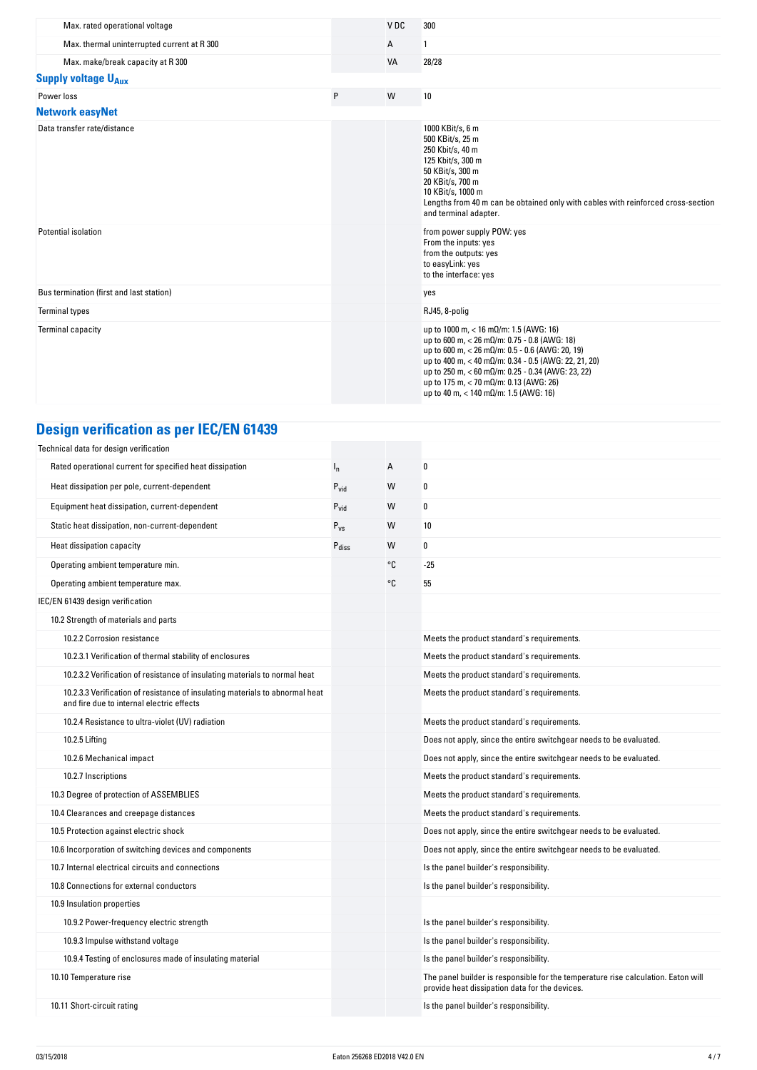| | | | |
|---|---|---|---|
| Max. rated operational voltage | | V DC | 300 |
| Max. thermal uninterrupted current at R 300 | | A | 1 |
| Max. make/break capacity at R 300 | | VA | 28/28 |

### Supply voltage $U_{Aux}$

| | | | |
|---|---|---|---|
| Power loss | P | W | 10 |

### Network easyNet

| | | | |
|---|---|---|---|
| Data transfer rate/distance | | | 1000 KBit/s, 6 m<br>500 KBit/s, 25 m<br>250 Kbit/s, 40 m<br>125 Kbit/s, 300 m<br>50 KBit/s, 300 m<br>20 KBit/s, 700 m<br>10 KBit/s, 1000 m<br>Lengths from 40 m can be obtained only with cables with reinforced cross-section and terminal adapter. |
| Potential isolation | | | from power supply POW: yes<br>From the inputs: yes<br>from the outputs: yes<br>to easyLink: yes<br>to the interface: yes |
| Bus termination (first and last station) | | | yes |
| Terminal types | | | RJ45, 8-polig |
| Terminal capacity | | | up to 1000 m, < 16 mΩ/m: 1.5 (AWG: 16)<br>up to 600 m, < 26 mΩ/m: 0.75 - 0.8 (AWG: 18)<br>up to 600 m, < 26 mΩ/m: 0.5 - 0.6 (AWG: 20, 19)<br>up to 400 m, < 40 mΩ/m: 0.34 - 0.5 (AWG: 22, 21, 20)<br>up to 250 m, < 60 mΩ/m: 0.25 - 0.34 (AWG: 23, 22)<br>up to 175 m, < 70 mΩ/m: 0.13 (AWG: 26)<br>up to 40 m, < 140 mΩ/m: 1.5 (AWG: 16) |

## Design verification as per IEC/EN 61439

| | | | |
|---|---|---|---|
| Technical data for design verification | | | |
| Rated operational current for specified heat dissipation | $I_n$ | A | 0 |
| Heat dissipation per pole, current-dependent | $P_{vid}$ | W | 0 |
| Equipment heat dissipation, current-dependent | $P_{vid}$ | W | 0 |
| Static heat dissipation, non-current-dependent | $P_{vs}$ | W | 10 |
| Heat dissipation capacity | $P_{diss}$ | W | 0 |
| Operating ambient temperature min. | | °C | -25 |
| Operating ambient temperature max. | | °C | 55 |
| IEC/EN 61439 design verification | | | |
| 10.2 Strength of materials and parts | | | |
| 10.2.2 Corrosion resistance | | | Meets the product standard's requirements. |
| 10.2.3.1 Verification of thermal stability of enclosures | | | Meets the product standard's requirements. |
| 10.2.3.2 Verification of resistance of insulating materials to normal heat | | | Meets the product standard's requirements. |
| 10.2.3.3 Verification of resistance of insulating materials to abnormal heat and fire due to internal electric effects | | | Meets the product standard's requirements. |
| 10.2.4 Resistance to ultra-violet (UV) radiation | | | Meets the product standard's requirements. |
| 10.2.5 Lifting | | | Does not apply, since the entire switchgear needs to be evaluated. |
| 10.2.6 Mechanical impact | | | Does not apply, since the entire switchgear needs to be evaluated. |
| 10.2.7 Inscriptions | | | Meets the product standard's requirements. |
| 10.3 Degree of protection of ASSEMBLIES | | | Meets the product standard's requirements. |
| 10.4 Clearances and creepage distances | | | Meets the product standard's requirements. |
| 10.5 Protection against electric shock | | | Does not apply, since the entire switchgear needs to be evaluated. |
| 10.6 Incorporation of switching devices and components | | | Does not apply, since the entire switchgear needs to be evaluated. |
| 10.7 Internal electrical circuits and connections | | | Is the panel builder's responsibility. |
| 10.8 Connections for external conductors | | | Is the panel builder's responsibility. |
| 10.9 Insulation properties | | | |
| 10.9.2 Power-frequency electric strength | | | Is the panel builder's responsibility. |
| 10.9.3 Impulse withstand voltage | | | Is the panel builder's responsibility. |
| 10.9.4 Testing of enclosures made of insulating material | | | Is the panel builder's responsibility. |
| 10.10 Temperature rise | | | The panel builder is responsible for the temperature rise calculation. Eaton will provide heat dissipation data for the devices. |
| 10.11 Short-circuit rating | | | Is the panel builder's responsibility. |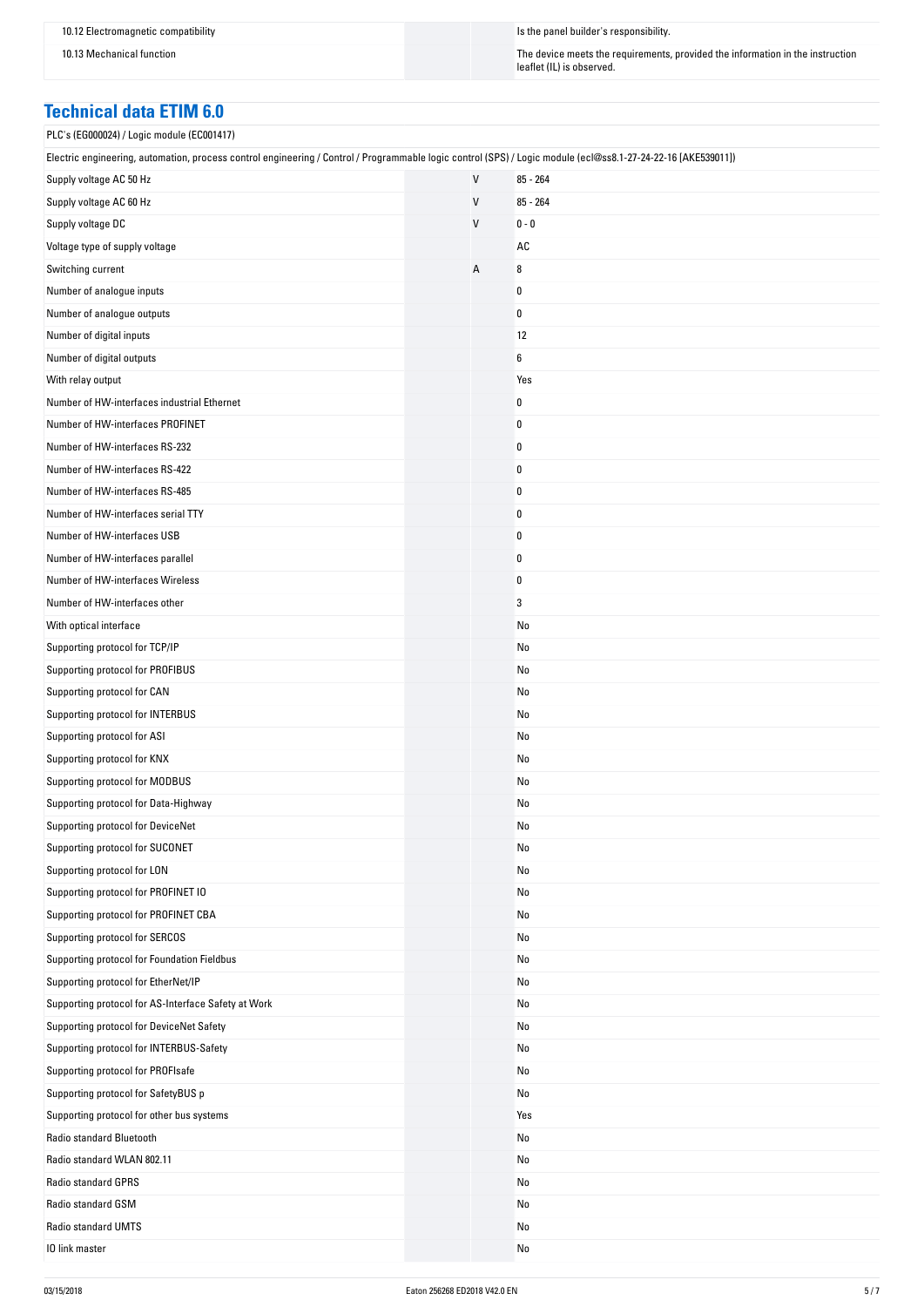| | | |
|---|---|---|
| 10.12 Electromagnetic compatibility | | Is the panel builder's responsibility. |
| 10.13 Mechanical function | | The device meets the requirements, provided the information in the instruction leaflet (IL) is observed. |

## Technical data ETIM 6.0

| | | |
|---|---|---|
| PLC's (EG000024) / Logic module (EC001417) | | |
| Electric engineering, automation, process control engineering / Control / Programmable logic control (SPS) / Logic module (ecl@ss8.1-27-24-22-16 [AKE539011]) | | |
| Supply voltage AC 50 Hz | V | 85 - 264 |
| Supply voltage AC 60 Hz | V | 85 - 264 |
| Supply voltage DC | V | 0 - 0 |
| Voltage type of supply voltage | | AC |
| Switching current | A | 8 |
| Number of analogue inputs | | 0 |
| Number of analogue outputs | | 0 |
| Number of digital inputs | | 12 |
| Number of digital outputs | | 6 |
| With relay output | | Yes |
| Number of HW-interfaces industrial Ethernet | | 0 |
| Number of HW-interfaces PROFINET | | 0 |
| Number of HW-interfaces RS-232 | | 0 |
| Number of HW-interfaces RS-422 | | 0 |
| Number of HW-interfaces RS-485 | | 0 |
| Number of HW-interfaces serial TTY | | 0 |
| Number of HW-interfaces USB | | 0 |
| Number of HW-interfaces parallel | | 0 |
| Number of HW-interfaces Wireless | | 0 |
| Number of HW-interfaces other | | 3 |
| With optical interface | | No |
| Supporting protocol for TCP/IP | | No |
| Supporting protocol for PROFIBUS | | No |
| Supporting protocol for CAN | | No |
| Supporting protocol for INTERBUS | | No |
| Supporting protocol for ASI | | No |
| Supporting protocol for KNX | | No |
| Supporting protocol for MODBUS | | No |
| Supporting protocol for Data-Highway | | No |
| Supporting protocol for DeviceNet | | No |
| Supporting protocol for SUCONET | | No |
| Supporting protocol for LON | | No |
| Supporting protocol for PROFINET IO | | No |
| Supporting protocol for PROFINET CBA | | No |
| Supporting protocol for SERCOS | | No |
| Supporting protocol for Foundation Fieldbus | | No |
| Supporting protocol for EtherNet/IP | | No |
| Supporting protocol for AS-Interface Safety at Work | | No |
| Supporting protocol for DeviceNet Safety | | No |
| Supporting protocol for INTERBUS-Safety | | No |
| Supporting protocol for PROFIsafe | | No |
| Supporting protocol for SafetyBUS p | | No |
| Supporting protocol for other bus systems | | Yes |
| Radio standard Bluetooth | | No |
| Radio standard WLAN 802.11 | | No |
| Radio standard GPRS | | No |
| Radio standard GSM | | No |
| Radio standard UMTS | | No |
| IO link master | | No |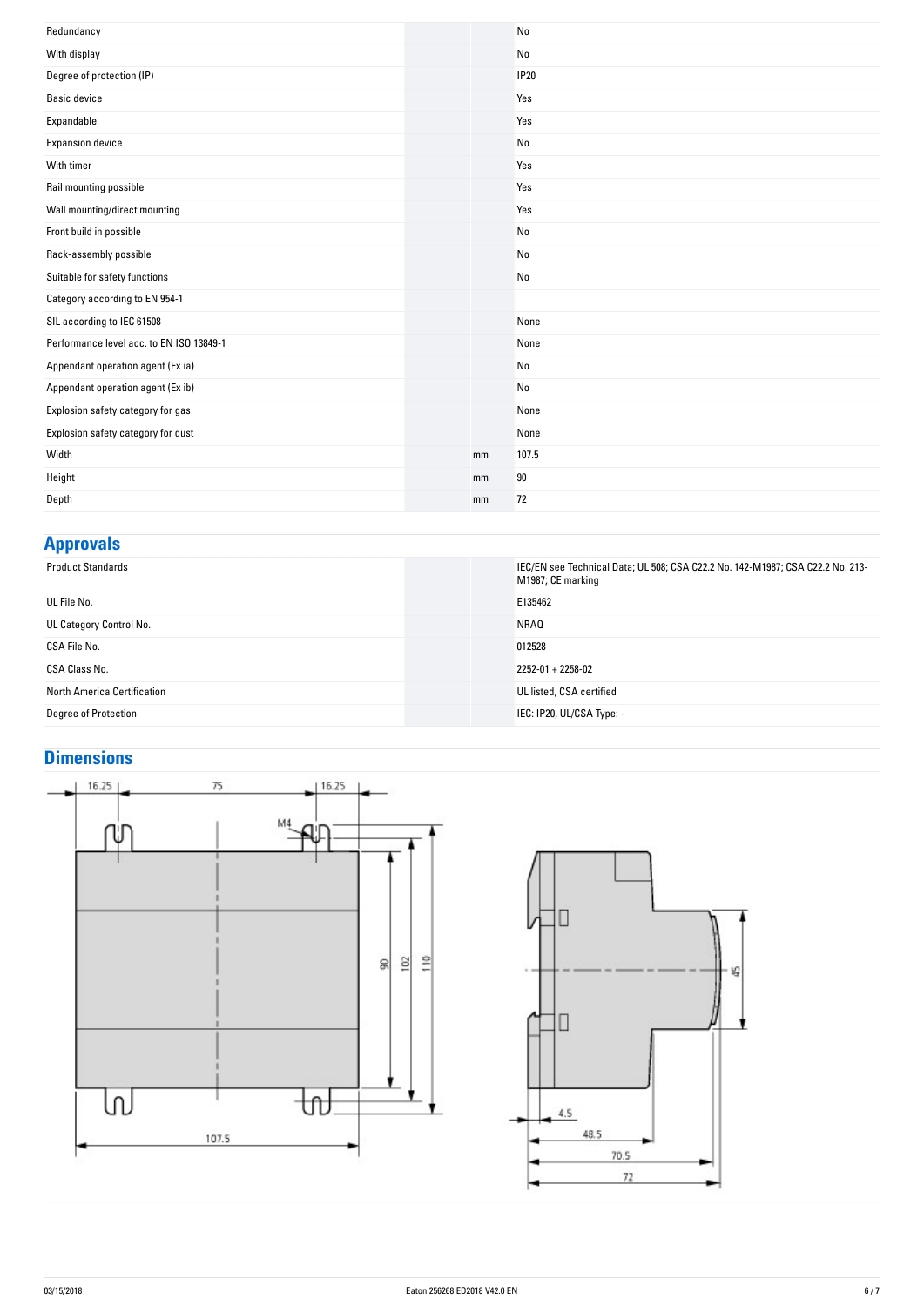| | | |
|---|---|---|
| Redundancy | | No |
| With display | | No |
| Degree of protection (IP) | | IP20 |
| Basic device | | Yes |
| Expandable | | Yes |
| Expansion device | | No |
| With timer | | Yes |
| Rail mounting possible | | Yes |
| Wall mounting/direct mounting | | Yes |
| Front build in possible | | No |
| Rack-assembly possible | | No |
| Suitable for safety functions | | No |
| Category according to EN 954-1 | | |
| SIL according to IEC 61508 | | None |
| Performance level acc. to EN ISO 13849-1 | | None |
| Appendant operation agent (Ex ia) | | No |
| Appendant operation agent (Ex ib) | | No |
| Explosion safety category for gas | | None |
| Explosion safety category for dust | | None |
| Width | mm | 107.5 |
| Height | mm | 90 |
| Depth | mm | 72 |

## Approvals

| | | |
|---|---|---|
| Product Standards | | IEC/EN see Technical Data; UL 508; CSA C22.2 No. 142-M1987; CSA C22.2 No. 213-M1987; CE marking |
| UL File No. | | E135462 |
| UL Category Control No. | | NRAQ |
| CSA File No. | | 012528 |
| CSA Class No. | | 2252-01 + 2258-02 |
| North America Certification | | UL listed, CSA certified |
| Degree of Protection | | IEC: IP20, UL/CSA Type: - |

## Dimensions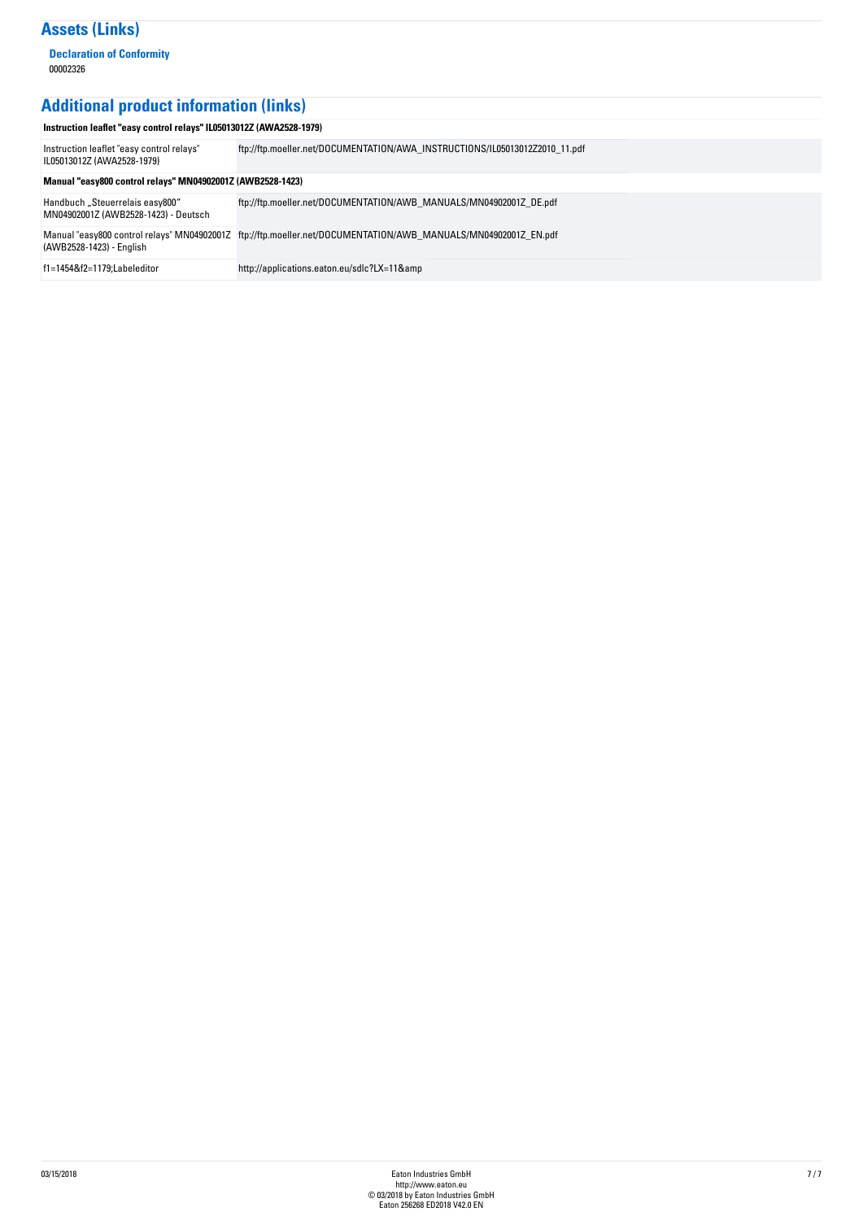## Assets (Links)

### Declaration of Conformity

00002326

## Additional product information (links)

| | |
|---|---|
| **Instruction leaflet "easy control relays" IL05013012Z (AWA2528-1979)** | |
| Instruction leaflet "easy control relays" IL05013012Z (AWA2528-1979) | ftp://ftp.moeller.net/DOCUMENTATION/AWA_INSTRUCTIONS/IL05013012Z2010_11.pdf |
| **Manual "easy800 control relays" MN04902001Z (AWB2528-1423)** | |
| Handbuch „Steuerrelais easy800" MN04902001Z (AWB2528-1423) - Deutsch | ftp://ftp.moeller.net/DOCUMENTATION/AWB_MANUALS/MN04902001Z_DE.pdf |
| Manual "easy800 control relays" MN04902001Z (AWB2528-1423) - English | ftp://ftp.moeller.net/DOCUMENTATION/AWB_MANUALS/MN04902001Z_EN.pdf |
| f1=1454&f2=1179;Labeleditor | http://applications.eaton.eu/sdlc?LX=11&amp |

03/15/2018

Eaton Industries GmbH
http://www.eaton.eu
© 03/2018 by Eaton Industries GmbH
Eaton 256268 ED2018 V42.0 EN